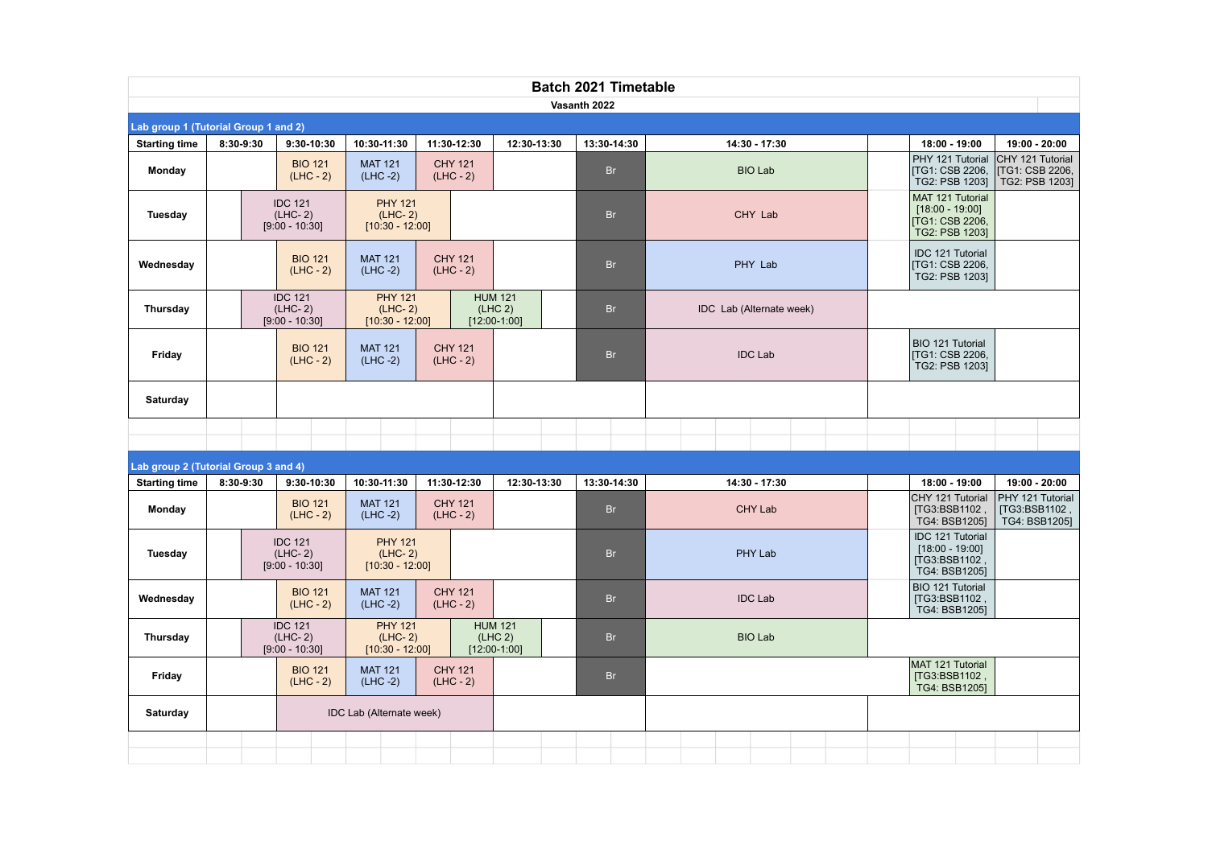# Batch 2021 Timetable

**Vasanth 2022**

## Lab group 1 (Tutorial Group 1 and 2)

| Starting time | 8:30-9:30 | 9:30-10:30 | 10:30-11:30 | 11:30-12:30 | 12:30-13:30 | 13:30-14:30 | 14:30 - 17:30 | | 18:00 - 19:00 | 19:00 - 20:00 |
|---|---|---|---|---|---|---|---|---|---|---|
| Monday | | BIO 121 (LHC - 2) | MAT 121 (LHC -2) | CHY 121 (LHC - 2) | | Br | BIO Lab | | PHY 121 Tutorial [TG1: CSB 2206, TG2: PSB 1203] | CHY 121 Tutorial [TG1: CSB 2206, TG2: PSB 1203] |
| Tuesday | IDC 121 (LHC- 2) [9:00 - 10:30] | | PHY 121 (LHC- 2) [10:30 - 12:00] | | | Br | CHY Lab | | MAT 121 Tutorial [18:00 - 19:00] [TG1: CSB 2206, TG2: PSB 1203] | |
| Wednesday | | BIO 121 (LHC - 2) | MAT 121 (LHC -2) | CHY 121 (LHC - 2) | | Br | PHY Lab | | IDC 121 Tutorial [TG1: CSB 2206, TG2: PSB 1203] | |
| Thursday | IDC 121 (LHC- 2) [9:00 - 10:30] | | PHY 121 (LHC- 2) [10:30 - 12:00] | HUM 121 (LHC 2) [12:00-1:00] | | Br | IDC Lab (Alternate week) | | | |
| Friday | | BIO 121 (LHC - 2) | MAT 121 (LHC -2) | CHY 121 (LHC - 2) | | Br | IDC Lab | | BIO 121 Tutorial [TG1: CSB 2206, TG2: PSB 1203] | |
| Saturday | | | | | | | | | | |

## Lab group 2 (Tutorial Group 3 and 4)

| Starting time | 8:30-9:30 | 9:30-10:30 | 10:30-11:30 | 11:30-12:30 | 12:30-13:30 | 13:30-14:30 | 14:30 - 17:30 | | 18:00 - 19:00 | 19:00 - 20:00 |
|---|---|---|---|---|---|---|---|---|---|---|
| Monday | | BIO 121 (LHC - 2) | MAT 121 (LHC -2) | CHY 121 (LHC - 2) | | Br | CHY Lab | | CHY 121 Tutorial [TG3:BSB1102 , TG4: BSB1205] | PHY 121 Tutorial [TG3:BSB1102 , TG4: BSB1205] |
| Tuesday | IDC 121 (LHC- 2) [9:00 - 10:30] | | PHY 121 (LHC- 2) [10:30 - 12:00] | | | Br | PHY Lab | | IDC 121 Tutorial [18:00 - 19:00] [TG3:BSB1102 , TG4: BSB1205] | |
| Wednesday | | BIO 121 (LHC - 2) | MAT 121 (LHC -2) | CHY 121 (LHC - 2) | | Br | IDC Lab | | BIO 121 Tutorial [TG3:BSB1102 , TG4: BSB1205] | |
| Thursday | IDC 121 (LHC- 2) [9:00 - 10:30] | | PHY 121 (LHC- 2) [10:30 - 12:00] | HUM 121 (LHC 2) [12:00-1:00] | | Br | BIO Lab | | | |
| Friday | | BIO 121 (LHC - 2) | MAT 121 (LHC -2) | CHY 121 (LHC - 2) | | Br | | | MAT 121 Tutorial [TG3:BSB1102 , TG4: BSB1205] | |
| Saturday | | IDC Lab (Alternate week) | | | | | | | | |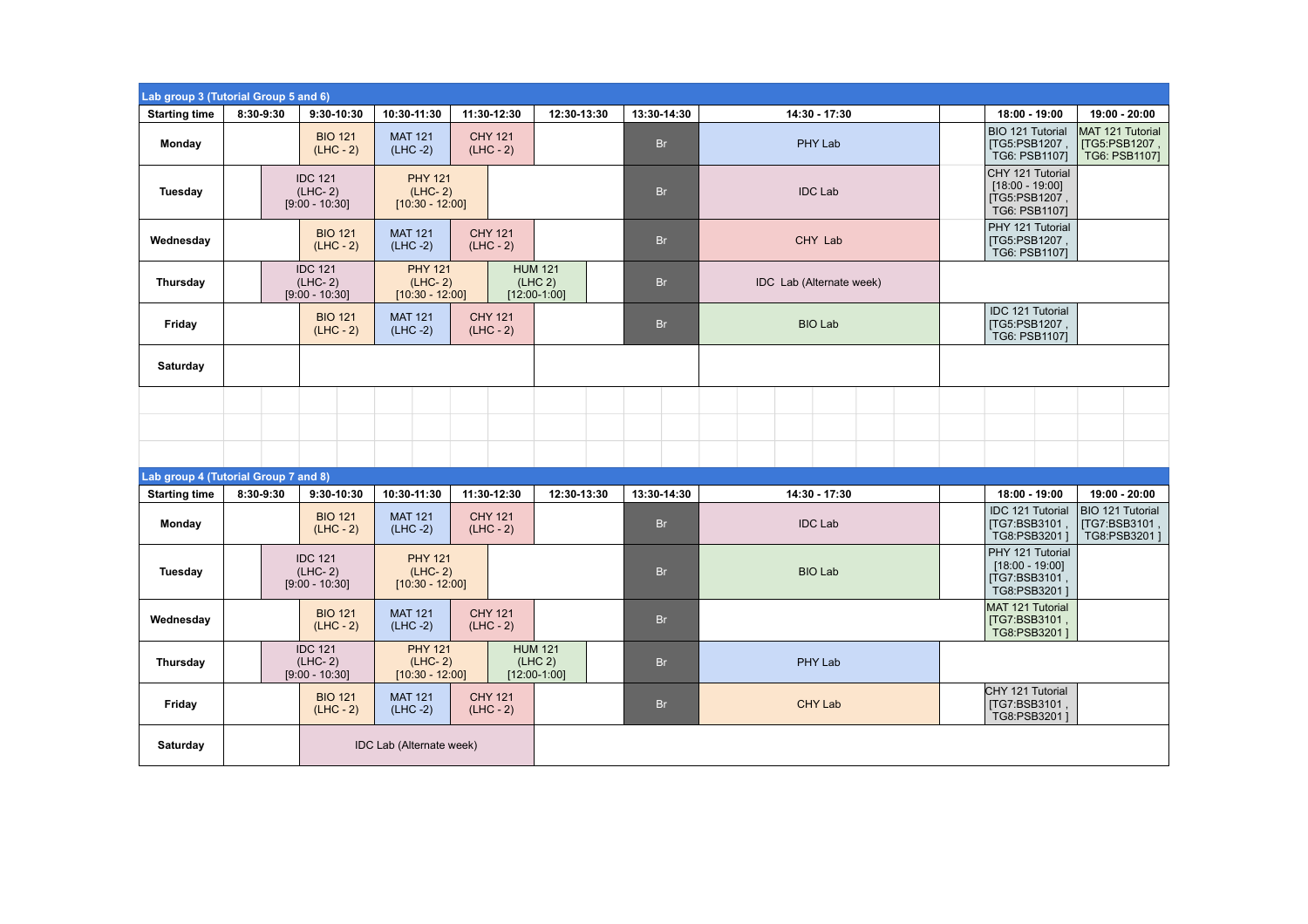## Lab group 3 (Tutorial Group 5 and 6)

| Starting time | 8:30-9:30 | 9:30-10:30 | 10:30-11:30 | 11:30-12:30 | 12:30-13:30 | 13:30-14:30 | 14:30 - 17:30 | | 18:00 - 19:00 | 19:00 - 20:00 |
|---|---|---|---|---|---|---|---|---|---|---|
| Monday | | BIO 121 (LHC - 2) | MAT 121 (LHC -2) | CHY 121 (LHC - 2) | | Br | PHY Lab | | BIO 121 Tutorial [TG5:PSB1207 , TG6: PSB1107] | MAT 121 Tutorial [TG5:PSB1207 , TG6: PSB1107] |
| Tuesday | IDC 121 (LHC- 2) [9:00 - 10:30] | | PHY 121 (LHC- 2) [10:30 - 12:00] | | | Br | IDC Lab | | CHY 121 Tutorial [18:00 - 19:00] [TG5:PSB1207 , TG6: PSB1107] | |
| Wednesday | | BIO 121 (LHC - 2) | MAT 121 (LHC -2) | CHY 121 (LHC - 2) | | Br | CHY Lab | | PHY 121 Tutorial [TG5:PSB1207 , TG6: PSB1107] | |
| Thursday | IDC 121 (LHC- 2) [9:00 - 10:30] | | PHY 121 (LHC- 2) [10:30 - 12:00] | | HUM 121 (LHC 2) [12:00-1:00] | Br | IDC Lab (Alternate week) | | | |
| Friday | | BIO 121 (LHC - 2) | MAT 121 (LHC -2) | CHY 121 (LHC - 2) | | Br | BIO Lab | | IDC 121 Tutorial [TG5:PSB1207 , TG6: PSB1107] | |
| Saturday | | | | | | | | | | |

## Lab group 4 (Tutorial Group 7 and 8)

| Starting time | 8:30-9:30 | 9:30-10:30 | 10:30-11:30 | 11:30-12:30 | 12:30-13:30 | 13:30-14:30 | 14:30 - 17:30 | | 18:00 - 19:00 | 19:00 - 20:00 |
|---|---|---|---|---|---|---|---|---|---|---|
| Monday | | BIO 121 (LHC - 2) | MAT 121 (LHC -2) | CHY 121 (LHC - 2) | | Br | IDC Lab | | IDC 121 Tutorial [TG7:BSB3101 , TG8:PSB3201 ] | BIO 121 Tutorial [TG7:BSB3101 , TG8:PSB3201 ] |
| Tuesday | IDC 121 (LHC- 2) [9:00 - 10:30] | | PHY 121 (LHC- 2) [10:30 - 12:00] | | | Br | BIO Lab | | PHY 121 Tutorial [18:00 - 19:00] [TG7:BSB3101 , TG8:PSB3201 ] | |
| Wednesday | | BIO 121 (LHC - 2) | MAT 121 (LHC -2) | CHY 121 (LHC - 2) | | Br | | | MAT 121 Tutorial [TG7:BSB3101 , TG8:PSB3201 ] | |
| Thursday | IDC 121 (LHC- 2) [9:00 - 10:30] | | PHY 121 (LHC- 2) [10:30 - 12:00] | | HUM 121 (LHC 2) [12:00-1:00] | Br | PHY Lab | | | |
| Friday | | BIO 121 (LHC - 2) | MAT 121 (LHC -2) | CHY 121 (LHC - 2) | | Br | CHY Lab | | CHY 121 Tutorial [TG7:BSB3101 , TG8:PSB3201 ] | |
| Saturday | | IDC Lab (Alternate week) | | | | | | | | |